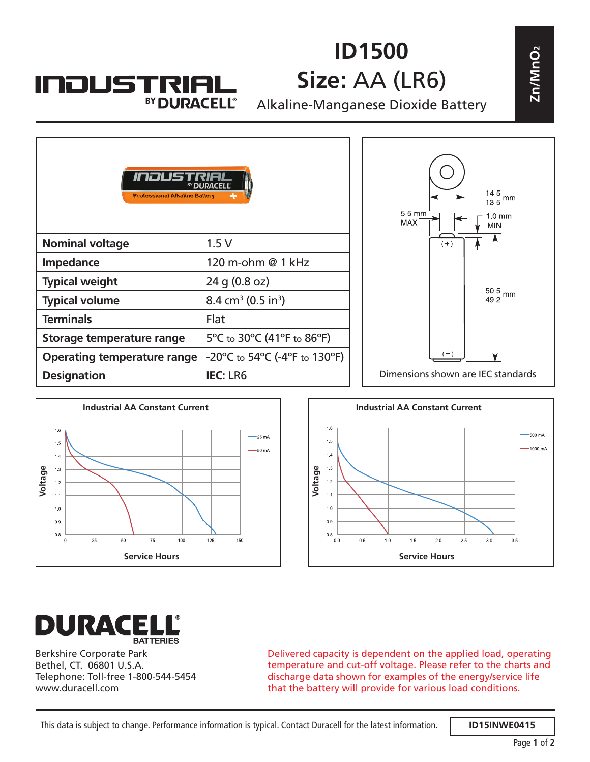# ID1500

## Size: AA (LR6)

Alkaline-Manganese Dioxide Battery

$Zn/MnO_2$

INDUSTRIAL BY DURACELL

| Nominal voltage | 1.5 V |
| --- | --- |
| Impedance | 120 m-ohm @ 1 kHz |
| Typical weight | 24 g (0.8 oz) |
| Typical volume | 8.4 cm$^3$ (0.5 in$^3$) |
| Terminals | Flat |
| Storage temperature range | 5°C to 30°C (41°F to 86°F) |
| Operating temperature range | -20°C to 54°C (-4°F to 130°F) |
| Designation | **IEC:** LR6 |

Dimensions: diameter 14.5 / 13.5 mm; positive terminal 5.5 mm MAX; 1.0 mm MIN; height 50.5 / 49.2 mm

Dimensions shown are IEC standards

**Industrial AA Constant Current** (Voltage vs. Service Hours; 25 mA, 50 mA)

**Industrial AA Constant Current** (Voltage vs. Service Hours; 500 mA, 1000 mA)

**DURACELL BATTERIES**

Berkshire Corporate Park
Bethel, CT. 06801 U.S.A.
Telephone: Toll-free 1-800-544-5454
www.duracell.com

Delivered capacity is dependent on the applied load, operating temperature and cut-off voltage. Please refer to the charts and discharge data shown for examples of the energy/service life that the battery will provide for various load conditions.

This data is subject to change. Performance information is typical. Contact Duracell for the latest information.

ID15INWE0415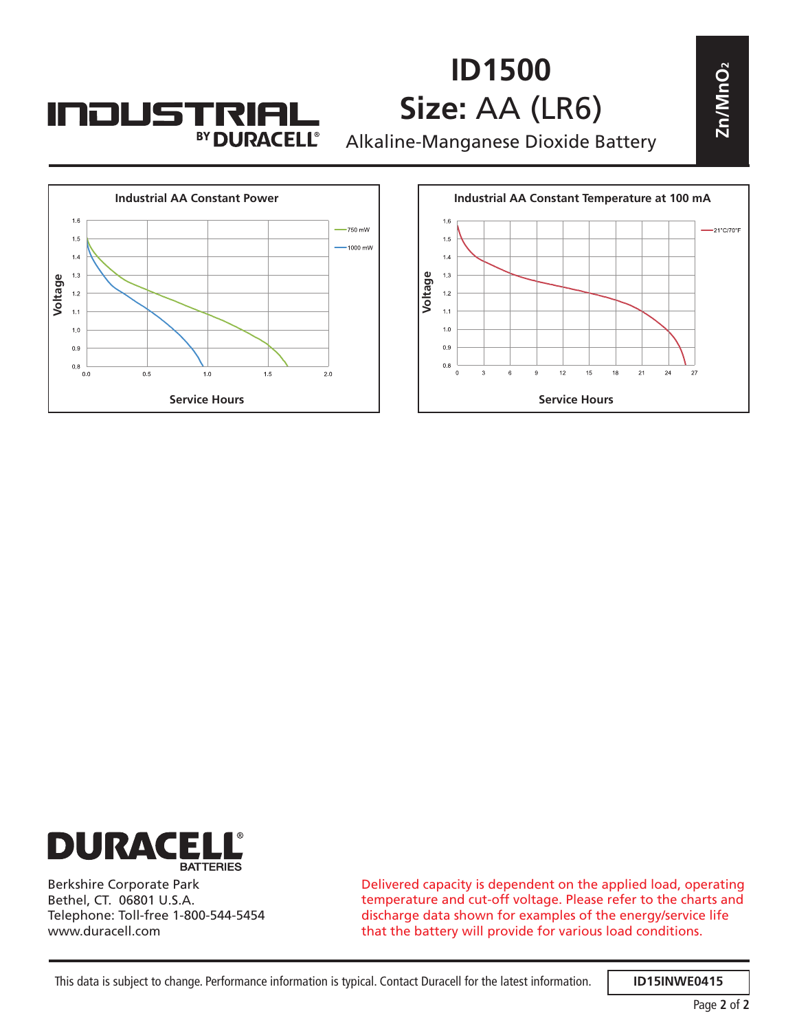INDUSTRIAL BY DURACELL®

# ID1500

## Size: AA (LR6)

Alkaline-Manganese Dioxide Battery

$Zn/MnO_2$

**Industrial AA Constant Power**

Voltage

1.6
1.5
1.4
1.3
1.2
1.1
1.0
0.9
0.8

0.0
0.5
1.0
1.5
2.0

Service Hours

750 mW
1000 mW

**Industrial AA Constant Temperature at 100 mA**

Voltage

1.6
1.5
1.4
1.3
1.2
1.1
1.0
0.9
0.8

0
3
6
9
12
15
18
21
24
27

Service Hours

21°C/70°F

DURACELL® BATTERIES

Berkshire Corporate Park
Bethel, CT. 06801 U.S.A.
Telephone: Toll-free 1-800-544-5454
www.duracell.com

Delivered capacity is dependent on the applied load, operating temperature and cut-off voltage. Please refer to the charts and discharge data shown for examples of the energy/service life that the battery will provide for various load conditions.

This data is subject to change. Performance information is typical. Contact Duracell for the latest information.

**ID15INWE0415**